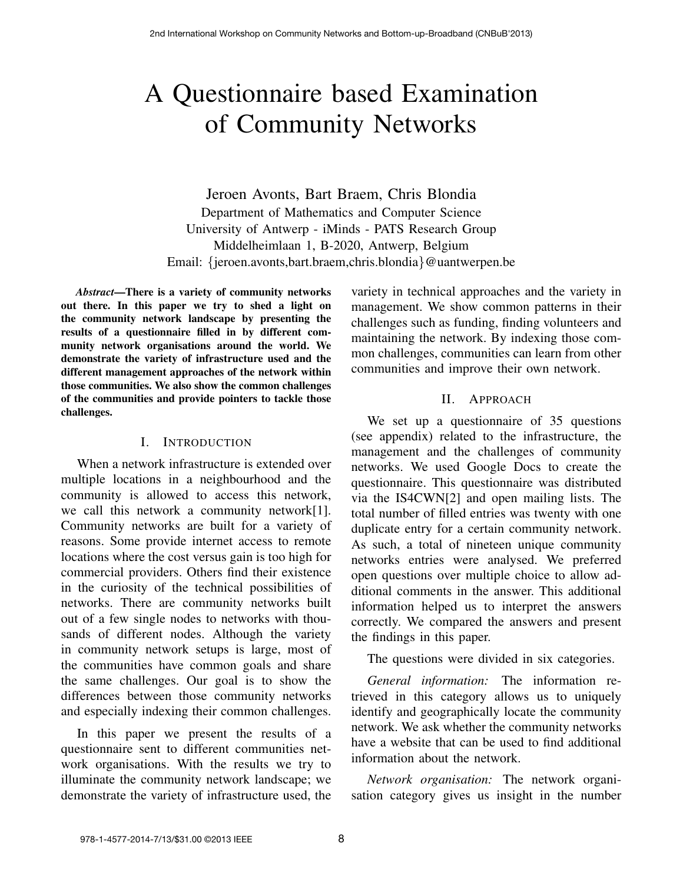# A Questionnaire based Examination of Community Networks

Jeroen Avonts, Bart Braem, Chris Blondia
Department of Mathematics and Computer Science
University of Antwerp - iMinds - PATS Research Group
Middelheimlaan 1, B-2020, Antwerp, Belgium
Email: {jeroen.avonts,bart.braem,chris.blondia}@uantwerpen.be

***Abstract*—There is a variety of community networks out there. In this paper we try to shed a light on the community network landscape by presenting the results of a questionnaire filled in by different community network organisations around the world. We demonstrate the variety of infrastructure used and the different management approaches of the network within those communities. We also show the common challenges of the communities and provide pointers to tackle those challenges.**

## I. Introduction

When a network infrastructure is extended over multiple locations in a neighbourhood and the community is allowed to access this network, we call this network a community network[1]. Community networks are built for a variety of reasons. Some provide internet access to remote locations where the cost versus gain is too high for commercial providers. Others find their existence in the curiosity of the technical possibilities of networks. There are community networks built out of a few single nodes to networks with thousands of different nodes. Although the variety in community network setups is large, most of the communities have common goals and share the same challenges. Our goal is to show the differences between those community networks and especially indexing their common challenges.

In this paper we present the results of a questionnaire sent to different communities network organisations. With the results we try to illuminate the community network landscape; we demonstrate the variety of infrastructure used, the variety in technical approaches and the variety in management. We show common patterns in their challenges such as funding, finding volunteers and maintaining the network. By indexing those common challenges, communities can learn from other communities and improve their own network.

## II. Approach

We set up a questionnaire of 35 questions (see appendix) related to the infrastructure, the management and the challenges of community networks. We used Google Docs to create the questionnaire. This questionnaire was distributed via the IS4CWN[2] and open mailing lists. The total number of filled entries was twenty with one duplicate entry for a certain community network. As such, a total of nineteen unique community networks entries were analysed. We preferred open questions over multiple choice to allow additional comments in the answer. This additional information helped us to interpret the answers correctly. We compared the answers and present the findings in this paper.

The questions were divided in six categories.

*General information:* The information retrieved in this category allows us to uniquely identify and geographically locate the community network. We ask whether the community networks have a website that can be used to find additional information about the network.

*Network organisation:* The network organisation category gives us insight in the number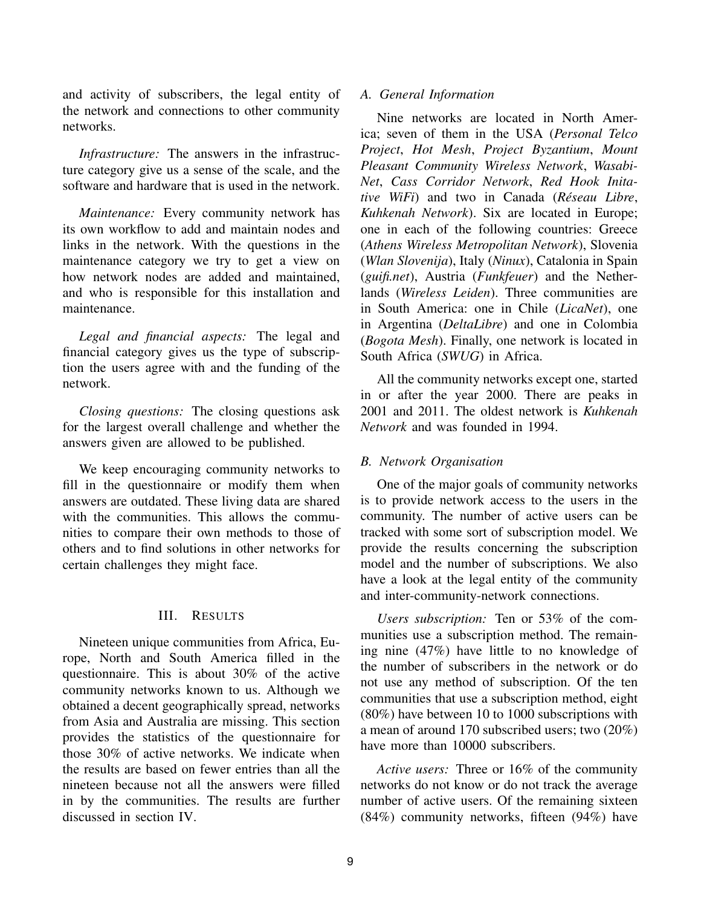and activity of subscribers, the legal entity of the network and connections to other community networks.

*Infrastructure:* The answers in the infrastructure category give us a sense of the scale, and the software and hardware that is used in the network.

*Maintenance:* Every community network has its own workflow to add and maintain nodes and links in the network. With the questions in the maintenance category we try to get a view on how network nodes are added and maintained, and who is responsible for this installation and maintenance.

*Legal and financial aspects:* The legal and financial category gives us the type of subscription the users agree with and the funding of the network.

*Closing questions:* The closing questions ask for the largest overall challenge and whether the answers given are allowed to be published.

We keep encouraging community networks to fill in the questionnaire or modify them when answers are outdated. These living data are shared with the communities. This allows the communities to compare their own methods to those of others and to find solutions in other networks for certain challenges they might face.

## III. Results

Nineteen unique communities from Africa, Europe, North and South America filled in the questionnaire. This is about 30% of the active community networks known to us. Although we obtained a decent geographically spread, networks from Asia and Australia are missing. This section provides the statistics of the questionnaire for those 30% of active networks. We indicate when the results are based on fewer entries than all the nineteen because not all the answers were filled in by the communities. The results are further discussed in section IV.

### A. General Information

Nine networks are located in North America; seven of them in the USA (*Personal Telco Project*, *Hot Mesh*, *Project Byzantium*, *Mount Pleasant Community Wireless Network*, *WasabiNet*, *Cass Corridor Network*, *Red Hook Initative WiFi*) and two in Canada (*Réseau Libre*, *Kuhkenah Network*). Six are located in Europe; one in each of the following countries: Greece (*Athens Wireless Metropolitan Network*), Slovenia (*Wlan Slovenija*), Italy (*Ninux*), Catalonia in Spain (*guifi.net*), Austria (*Funkfeuer*) and the Netherlands (*Wireless Leiden*). Three communities are in South America: one in Chile (*LicaNet*), one in Argentina (*DeltaLibre*) and one in Colombia (*Bogota Mesh*). Finally, one network is located in South Africa (*SWUG*) in Africa.

All the community networks except one, started in or after the year 2000. There are peaks in 2001 and 2011. The oldest network is *Kuhkenah Network* and was founded in 1994.

### B. Network Organisation

One of the major goals of community networks is to provide network access to the users in the community. The number of active users can be tracked with some sort of subscription model. We provide the results concerning the subscription model and the number of subscriptions. We also have a look at the legal entity of the community and inter-community-network connections.

*Users subscription:* Ten or 53% of the communities use a subscription method. The remaining nine (47%) have little to no knowledge of the number of subscribers in the network or do not use any method of subscription. Of the ten communities that use a subscription method, eight (80%) have between 10 to 1000 subscriptions with a mean of around 170 subscribed users; two (20%) have more than 10000 subscribers.

*Active users:* Three or 16% of the community networks do not know or do not track the average number of active users. Of the remaining sixteen (84%) community networks, fifteen (94%) have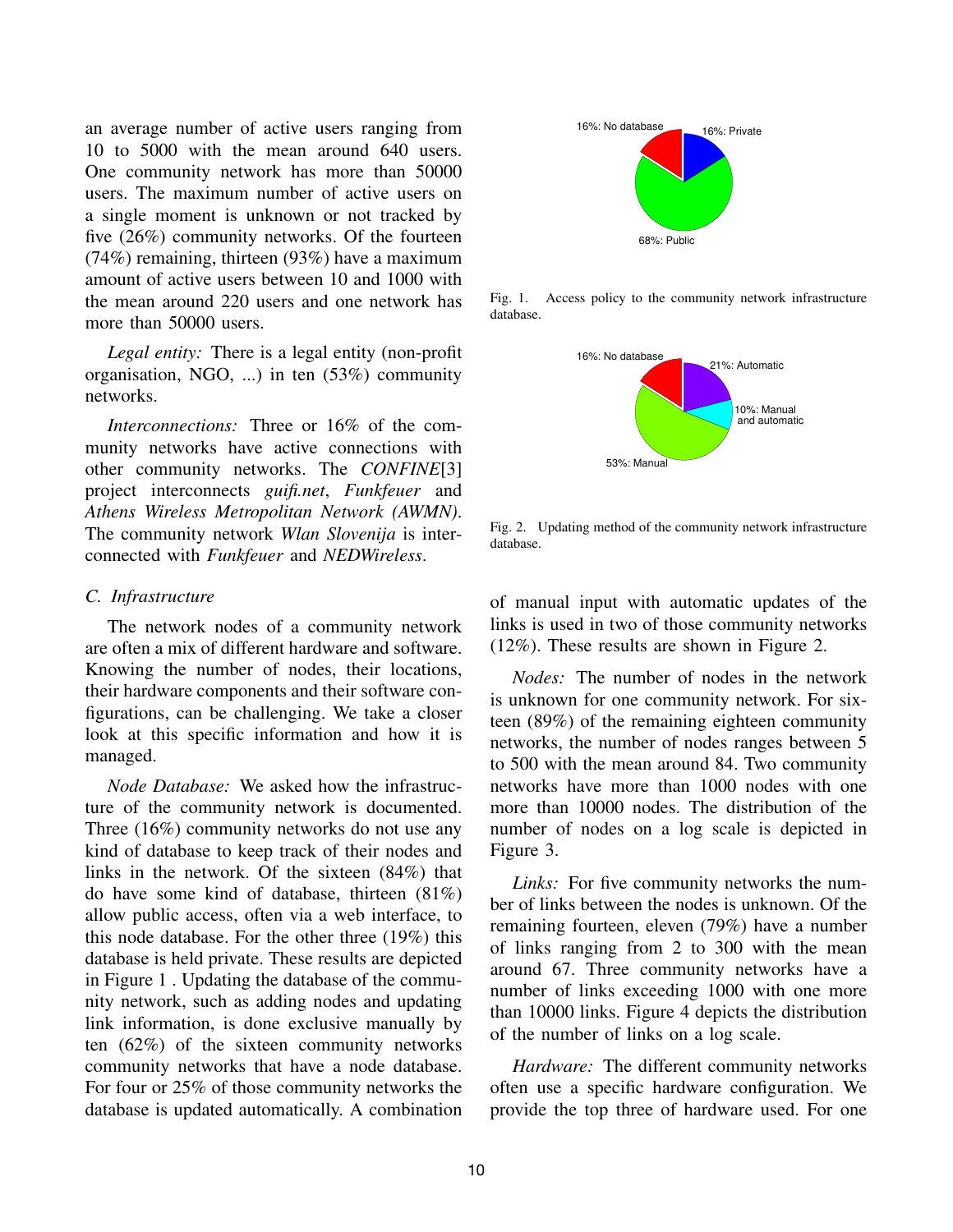an average number of active users ranging from 10 to 5000 with the mean around 640 users. One community network has more than 50000 users. The maximum number of active users on a single moment is unknown or not tracked by five (26%) community networks. Of the fourteen (74%) remaining, thirteen (93%) have a maximum amount of active users between 10 and 1000 with the mean around 220 users and one network has more than 50000 users.

*Legal entity:* There is a legal entity (non-profit organisation, NGO, ...) in ten (53%) community networks.

*Interconnections:* Three or 16% of the community networks have active connections with other community networks. The *CONFINE*[3] project interconnects *guifi.net*, *Funkfeuer* and *Athens Wireless Metropolitan Network (AWMN)*. The community network *Wlan Slovenija* is interconnected with *Funkfeuer* and *NEDWireless*.

### C. Infrastructure

The network nodes of a community network are often a mix of different hardware and software. Knowing the number of nodes, their locations, their hardware components and their software configurations, can be challenging. We take a closer look at this specific information and how it is managed.

*Node Database:* We asked how the infrastructure of the community network is documented. Three (16%) community networks do not use any kind of database to keep track of their nodes and links in the network. Of the sixteen (84%) that do have some kind of database, thirteen (81%) allow public access, often via a web interface, to this node database. For the other three (19%) this database is held private. These results are depicted in Figure 1 . Updating the database of the community network, such as adding nodes and updating link information, is done exclusive manually by ten (62%) of the sixteen community networks community networks that have a node database. For four or 25% of those community networks the database is updated automatically. A combination of manual input with automatic updates of the links is used in two of those community networks (12%). These results are shown in Figure 2.

16%: No database
16%: Private
68%: Public

Fig. 1. Access policy to the community network infrastructure database.

16%: No database
21%: Automatic
10%: Manual and automatic
53%: Manual

Fig. 2. Updating method of the community network infrastructure database.

*Nodes:* The number of nodes in the network is unknown for one community network. For sixteen (89%) of the remaining eighteen community networks, the number of nodes ranges between 5 to 500 with the mean around 84. Two community networks have more than 1000 nodes with one more than 10000 nodes. The distribution of the number of nodes on a log scale is depicted in Figure 3.

*Links:* For five community networks the number of links between the nodes is unknown. Of the remaining fourteen, eleven (79%) have a number of links ranging from 2 to 300 with the mean around 67. Three community networks have a number of links exceeding 1000 with one more than 10000 links. Figure 4 depicts the distribution of the number of links on a log scale.

*Hardware:* The different community networks often use a specific hardware configuration. We provide the top three of hardware used. For one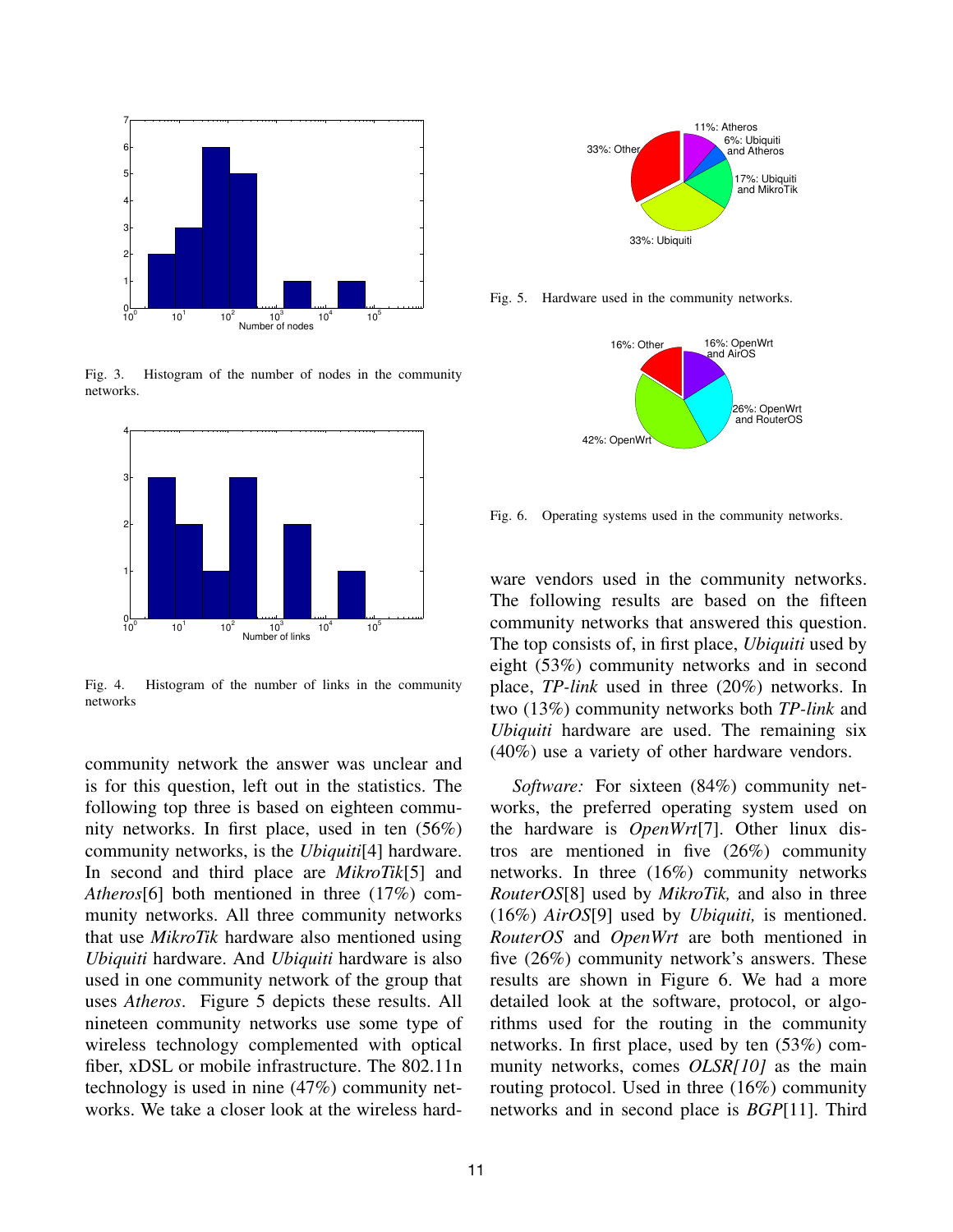Fig. 3. Histogram of the number of nodes in the community networks.

Fig. 4. Histogram of the number of links in the community networks

community network the answer was unclear and is for this question, left out in the statistics. The following top three is based on eighteen community networks. In first place, used in ten (56%) community networks, is the *Ubiquiti*[4] hardware. In second and third place are *MikroTik*[5] and *Atheros*[6] both mentioned in three (17%) community networks. All three community networks that use *MikroTik* hardware also mentioned using *Ubiquiti* hardware. And *Ubiquiti* hardware is also used in one community network of the group that uses *Atheros*. Figure 5 depicts these results. All nineteen community networks use some type of wireless technology complemented with optical fiber, xDSL or mobile infrastructure. The 802.11n technology is used in nine (47%) community networks. We take a closer look at the wireless hardware vendors used in the community networks. The following results are based on the fifteen community networks that answered this question. The top consists of, in first place, *Ubiquiti* used by eight (53%) community networks and in second place, *TP-link* used in three (20%) networks. In two (13%) community networks both *TP-link* and *Ubiquiti* hardware are used. The remaining six (40%) use a variety of other hardware vendors.

Fig. 5. Hardware used in the community networks.

Fig. 6. Operating systems used in the community networks.

*Software:* For sixteen (84%) community networks, the preferred operating system used on the hardware is *OpenWrt*[7]. Other linux distros are mentioned in five (26%) community networks. In three (16%) community networks *RouterOS*[8] used by *MikroTik,* and also in three (16%) *AirOS*[9] used by *Ubiquiti,* is mentioned. *RouterOS* and *OpenWrt* are both mentioned in five (26%) community network's answers. These results are shown in Figure 6. We had a more detailed look at the software, protocol, or algorithms used for the routing in the community networks. In first place, used by ten (53%) community networks, comes *OLSR[10]* as the main routing protocol. Used in three (16%) community networks and in second place is *BGP*[11]. Third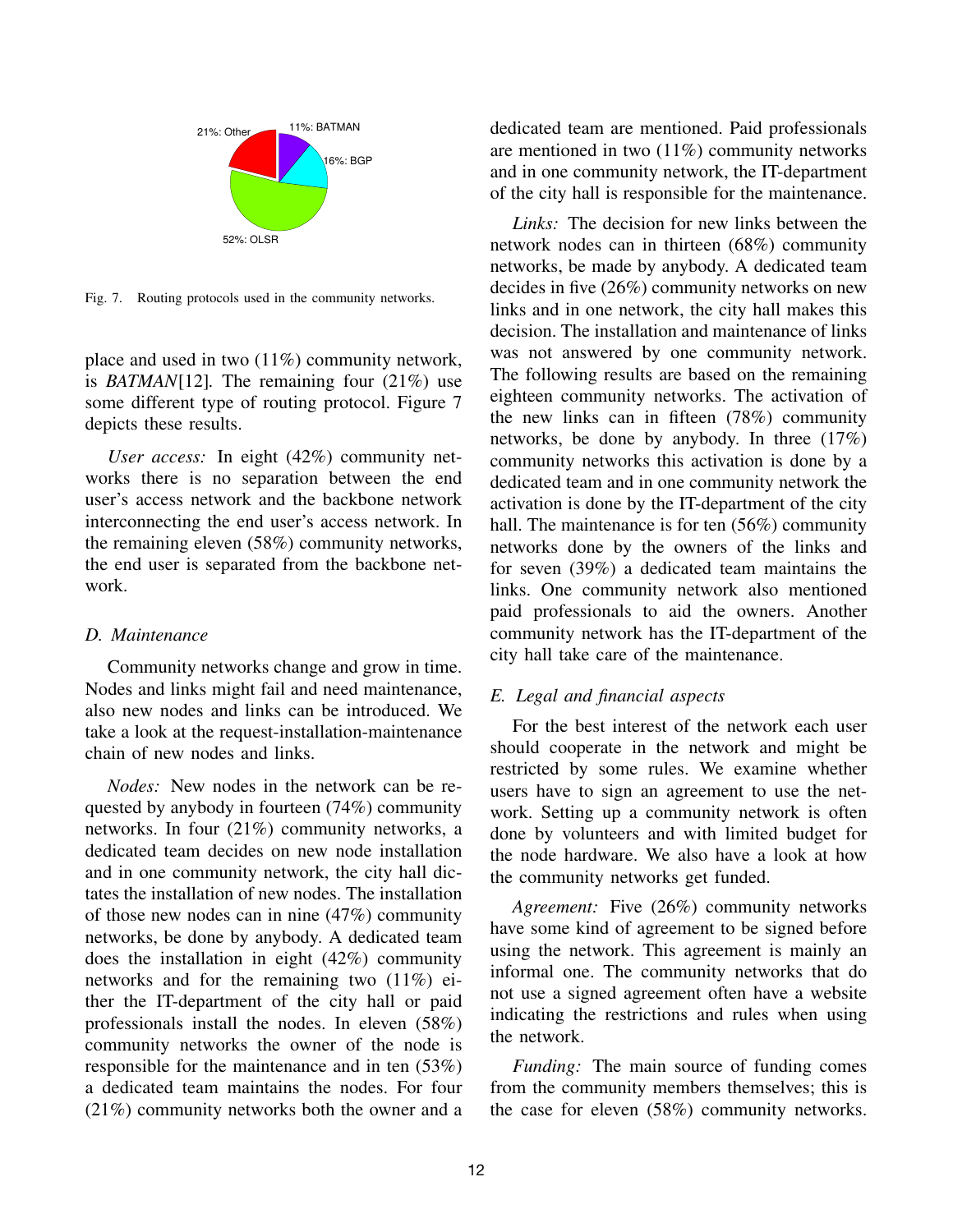Fig. 7. Routing protocols used in the community networks.

place and used in two (11%) community network, is *BATMAN*[12]. The remaining four (21%) use some different type of routing protocol. Figure 7 depicts these results.

*User access:* In eight (42%) community networks there is no separation between the end user's access network and the backbone network interconnecting the end user's access network. In the remaining eleven (58%) community networks, the end user is separated from the backbone network.

### D. Maintenance

Community networks change and grow in time. Nodes and links might fail and need maintenance, also new nodes and links can be introduced. We take a look at the request-installation-maintenance chain of new nodes and links.

*Nodes:* New nodes in the network can be requested by anybody in fourteen (74%) community networks. In four (21%) community networks, a dedicated team decides on new node installation and in one community network, the city hall dictates the installation of new nodes. The installation of those new nodes can in nine (47%) community networks, be done by anybody. A dedicated team does the installation in eight (42%) community networks and for the remaining two (11%) either the IT-department of the city hall or paid professionals install the nodes. In eleven (58%) community networks the owner of the node is responsible for the maintenance and in ten (53%) a dedicated team maintains the nodes. For four (21%) community networks both the owner and a dedicated team are mentioned. Paid professionals are mentioned in two (11%) community networks and in one community network, the IT-department of the city hall is responsible for the maintenance.

*Links:* The decision for new links between the network nodes can in thirteen (68%) community networks, be made by anybody. A dedicated team decides in five (26%) community networks on new links and in one network, the city hall makes this decision. The installation and maintenance of links was not answered by one community network. The following results are based on the remaining eighteen community networks. The activation of the new links can in fifteen (78%) community networks, be done by anybody. In three (17%) community networks this activation is done by a dedicated team and in one community network the activation is done by the IT-department of the city hall. The maintenance is for ten (56%) community networks done by the owners of the links and for seven (39%) a dedicated team maintains the links. One community network also mentioned paid professionals to aid the owners. Another community network has the IT-department of the city hall take care of the maintenance.

### E. Legal and financial aspects

For the best interest of the network each user should cooperate in the network and might be restricted by some rules. We examine whether users have to sign an agreement to use the network. Setting up a community network is often done by volunteers and with limited budget for the node hardware. We also have a look at how the community networks get funded.

*Agreement:* Five (26%) community networks have some kind of agreement to be signed before using the network. This agreement is mainly an informal one. The community networks that do not use a signed agreement often have a website indicating the restrictions and rules when using the network.

*Funding:* The main source of funding comes from the community members themselves; this is the case for eleven (58%) community networks.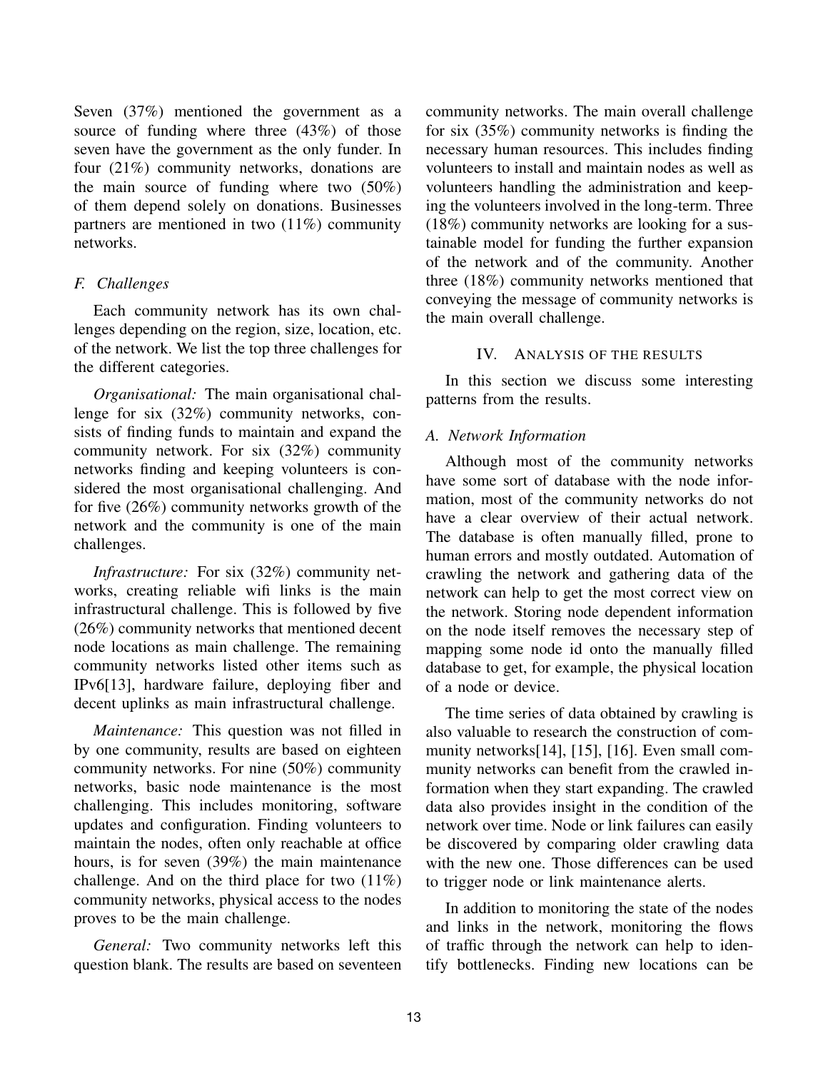Seven (37%) mentioned the government as a source of funding where three (43%) of those seven have the government as the only funder. In four (21%) community networks, donations are the main source of funding where two (50%) of them depend solely on donations. Businesses partners are mentioned in two (11%) community networks.

### *F. Challenges*

Each community network has its own challenges depending on the region, size, location, etc. of the network. We list the top three challenges for the different categories.

*Organisational:* The main organisational challenge for six (32%) community networks, consists of finding funds to maintain and expand the community network. For six (32%) community networks finding and keeping volunteers is considered the most organisational challenging. And for five (26%) community networks growth of the network and the community is one of the main challenges.

*Infrastructure:* For six (32%) community networks, creating reliable wifi links is the main infrastructural challenge. This is followed by five (26%) community networks that mentioned decent node locations as main challenge. The remaining community networks listed other items such as IPv6[13], hardware failure, deploying fiber and decent uplinks as main infrastructural challenge.

*Maintenance:* This question was not filled in by one community, results are based on eighteen community networks. For nine (50%) community networks, basic node maintenance is the most challenging. This includes monitoring, software updates and configuration. Finding volunteers to maintain the nodes, often only reachable at office hours, is for seven (39%) the main maintenance challenge. And on the third place for two (11%) community networks, physical access to the nodes proves to be the main challenge.

*General:* Two community networks left this question blank. The results are based on seventeen community networks. The main overall challenge for six (35%) community networks is finding the necessary human resources. This includes finding volunteers to install and maintain nodes as well as volunteers handling the administration and keeping the volunteers involved in the long-term. Three (18%) community networks are looking for a sustainable model for funding the further expansion of the network and of the community. Another three (18%) community networks mentioned that conveying the message of community networks is the main overall challenge.

## IV. Analysis of the Results

In this section we discuss some interesting patterns from the results.

### *A. Network Information*

Although most of the community networks have some sort of database with the node information, most of the community networks do not have a clear overview of their actual network. The database is often manually filled, prone to human errors and mostly outdated. Automation of crawling the network and gathering data of the network can help to get the most correct view on the network. Storing node dependent information on the node itself removes the necessary step of mapping some node id onto the manually filled database to get, for example, the physical location of a node or device.

The time series of data obtained by crawling is also valuable to research the construction of community networks[14], [15], [16]. Even small community networks can benefit from the crawled information when they start expanding. The crawled data also provides insight in the condition of the network over time. Node or link failures can easily be discovered by comparing older crawling data with the new one. Those differences can be used to trigger node or link maintenance alerts.

In addition to monitoring the state of the nodes and links in the network, monitoring the flows of traffic through the network can help to identify bottlenecks. Finding new locations can be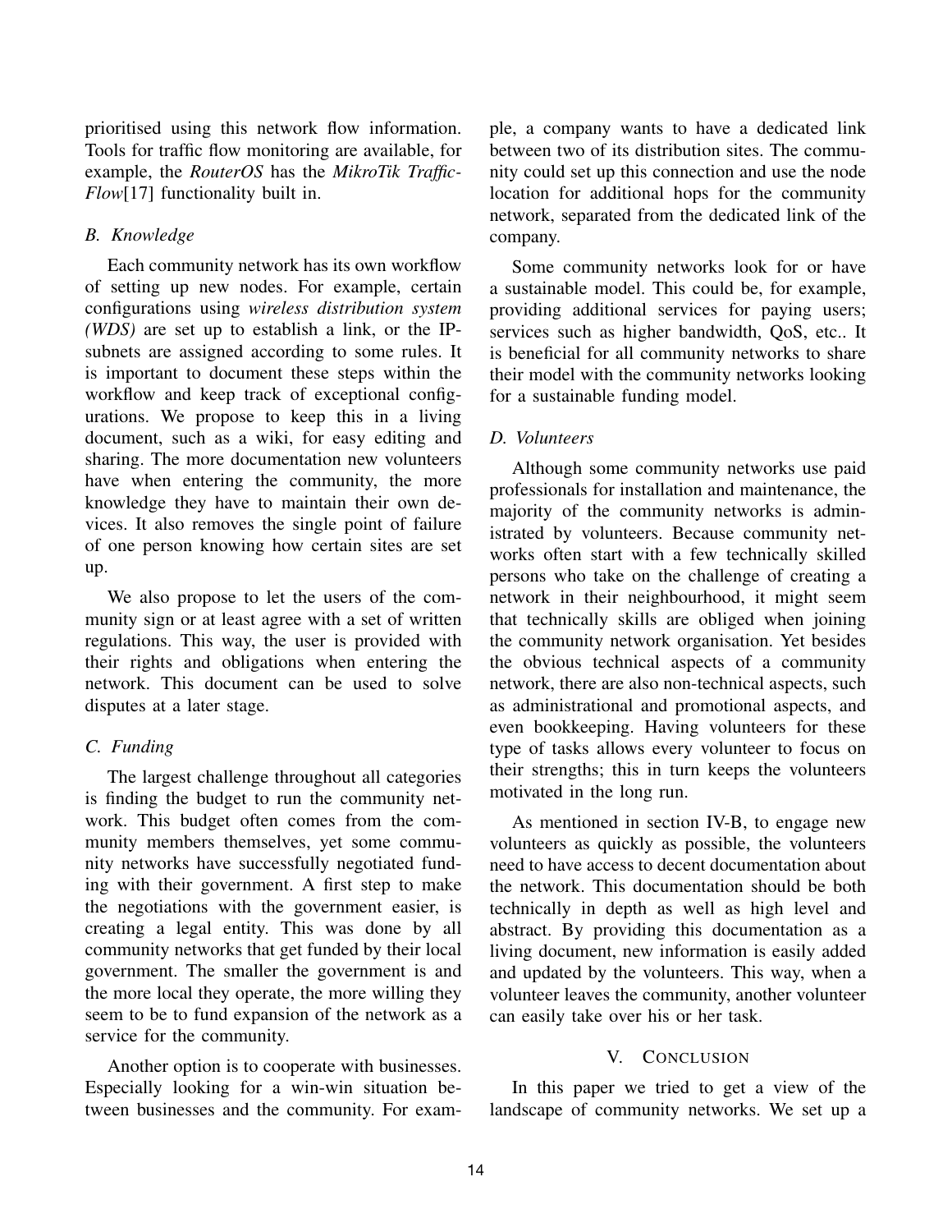prioritised using this network flow information. Tools for traffic flow monitoring are available, for example, the *RouterOS* has the *MikroTik Traffic-Flow*[17] functionality built in.

### B. Knowledge

Each community network has its own workflow of setting up new nodes. For example, certain configurations using *wireless distribution system (WDS)* are set up to establish a link, or the IP-subnets are assigned according to some rules. It is important to document these steps within the workflow and keep track of exceptional configurations. We propose to keep this in a living document, such as a wiki, for easy editing and sharing. The more documentation new volunteers have when entering the community, the more knowledge they have to maintain their own devices. It also removes the single point of failure of one person knowing how certain sites are set up.

We also propose to let the users of the community sign or at least agree with a set of written regulations. This way, the user is provided with their rights and obligations when entering the network. This document can be used to solve disputes at a later stage.

### C. Funding

The largest challenge throughout all categories is finding the budget to run the community network. This budget often comes from the community members themselves, yet some community networks have successfully negotiated funding with their government. A first step to make the negotiations with the government easier, is creating a legal entity. This was done by all community networks that get funded by their local government. The smaller the government is and the more local they operate, the more willing they seem to be to fund expansion of the network as a service for the community.

Another option is to cooperate with businesses. Especially looking for a win-win situation between businesses and the community. For example, a company wants to have a dedicated link between two of its distribution sites. The community could set up this connection and use the node location for additional hops for the community network, separated from the dedicated link of the company.

Some community networks look for or have a sustainable model. This could be, for example, providing additional services for paying users; services such as higher bandwidth, QoS, etc.. It is beneficial for all community networks to share their model with the community networks looking for a sustainable funding model.

### D. Volunteers

Although some community networks use paid professionals for installation and maintenance, the majority of the community networks is administrated by volunteers. Because community networks often start with a few technically skilled persons who take on the challenge of creating a network in their neighbourhood, it might seem that technically skills are obliged when joining the community network organisation. Yet besides the obvious technical aspects of a community network, there are also non-technical aspects, such as administrational and promotional aspects, and even bookkeeping. Having volunteers for these type of tasks allows every volunteer to focus on their strengths; this in turn keeps the volunteers motivated in the long run.

As mentioned in section IV-B, to engage new volunteers as quickly as possible, the volunteers need to have access to decent documentation about the network. This documentation should be both technically in depth as well as high level and abstract. By providing this documentation as a living document, new information is easily added and updated by the volunteers. This way, when a volunteer leaves the community, another volunteer can easily take over his or her task.

## V. Conclusion

In this paper we tried to get a view of the landscape of community networks. We set up a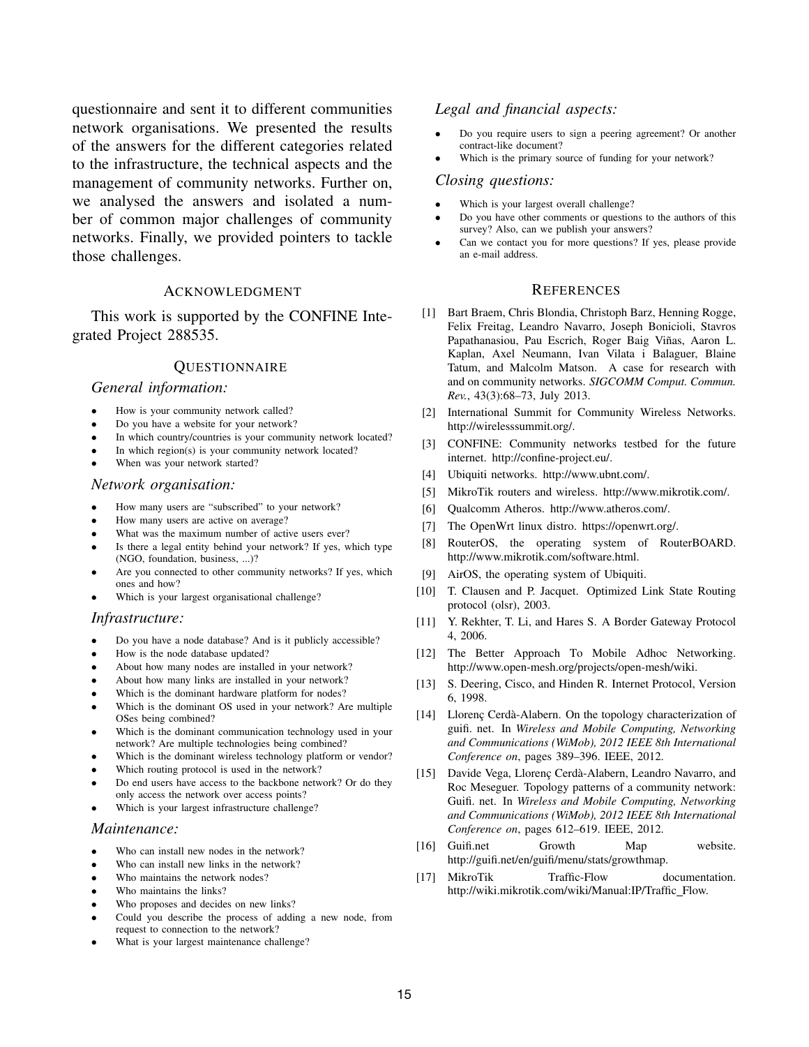questionnaire and sent it to different communities network organisations. We presented the results of the answers for the different categories related to the infrastructure, the technical aspects and the management of community networks. Further on, we analysed the answers and isolated a number of common major challenges of community networks. Finally, we provided pointers to tackle those challenges.

## Acknowledgment

This work is supported by the CONFINE Integrated Project 288535.

## Questionnaire

### *General information:*

- How is your community network called?
- Do you have a website for your network?
- In which country/countries is your community network located?
- In which region(s) is your community network located?
- When was your network started?

### *Network organisation:*

- How many users are "subscribed" to your network?
- How many users are active on average?
- What was the maximum number of active users ever?
- Is there a legal entity behind your network? If yes, which type (NGO, foundation, business, ...)?
- Are you connected to other community networks? If yes, which ones and how?
- Which is your largest organisational challenge?

### *Infrastructure:*

- Do you have a node database? And is it publicly accessible?
- How is the node database updated?
- About how many nodes are installed in your network?
- About how many links are installed in your network?
- Which is the dominant hardware platform for nodes?
- Which is the dominant OS used in your network? Are multiple OSes being combined?
- Which is the dominant communication technology used in your network? Are multiple technologies being combined?
- Which is the dominant wireless technology platform or vendor?
- Which routing protocol is used in the network?
- Do end users have access to the backbone network? Or do they only access the network over access points?
- Which is your largest infrastructure challenge?

### *Maintenance:*

- Who can install new nodes in the network?
- Who can install new links in the network?
- Who maintains the network nodes?
- Who maintains the links?
- Who proposes and decides on new links?
- Could you describe the process of adding a new node, from request to connection to the network?
- What is your largest maintenance challenge?

### *Legal and financial aspects:*

- Do you require users to sign a peering agreement? Or another contract-like document?
- Which is the primary source of funding for your network?

### *Closing questions:*

- Which is your largest overall challenge?
- Do you have other comments or questions to the authors of this survey? Also, can we publish your answers?
- Can we contact you for more questions? If yes, please provide an e-mail address.

## References

[1] Bart Braem, Chris Blondia, Christoph Barz, Henning Rogge, Felix Freitag, Leandro Navarro, Joseph Bonicioli, Stavros Papathanasiou, Pau Escrich, Roger Baig Viñas, Aaron L. Kaplan, Axel Neumann, Ivan Vilata i Balaguer, Blaine Tatum, and Malcolm Matson. A case for research with and on community networks. *SIGCOMM Comput. Commun. Rev.*, 43(3):68–73, July 2013.

[2] International Summit for Community Wireless Networks. http://wirelesssummit.org/.

[3] CONFINE: Community networks testbed for the future internet. http://confine-project.eu/.

[4] Ubiquiti networks. http://www.ubnt.com/.

[5] MikroTik routers and wireless. http://www.mikrotik.com/.

[6] Qualcomm Atheros. http://www.atheros.com/.

[7] The OpenWrt linux distro. https://openwrt.org/.

[8] RouterOS, the operating system of RouterBOARD. http://www.mikrotik.com/software.html.

[9] AirOS, the operating system of Ubiquiti.

[10] T. Clausen and P. Jacquet. Optimized Link State Routing protocol (olsr), 2003.

[11] Y. Rekhter, T. Li, and Hares S. A Border Gateway Protocol 4, 2006.

[12] The Better Approach To Mobile Adhoc Networking. http://www.open-mesh.org/projects/open-mesh/wiki.

[13] S. Deering, Cisco, and Hinden R. Internet Protocol, Version 6, 1998.

[14] Llorenç Cerdà-Alabern. On the topology characterization of guifi. net. In *Wireless and Mobile Computing, Networking and Communications (WiMob), 2012 IEEE 8th International Conference on*, pages 389–396. IEEE, 2012.

[15] Davide Vega, Llorenç Cerdà-Alabern, Leandro Navarro, and Roc Meseguer. Topology patterns of a community network: Guifi. net. In *Wireless and Mobile Computing, Networking and Communications (WiMob), 2012 IEEE 8th International Conference on*, pages 612–619. IEEE, 2012.

[16] Guifi.net Growth Map website. http://guifi.net/en/guifi/menu/stats/growthmap.

[17] MikroTik Traffic-Flow documentation. http://wiki.mikrotik.com/wiki/Manual:IP/Traffic_Flow.